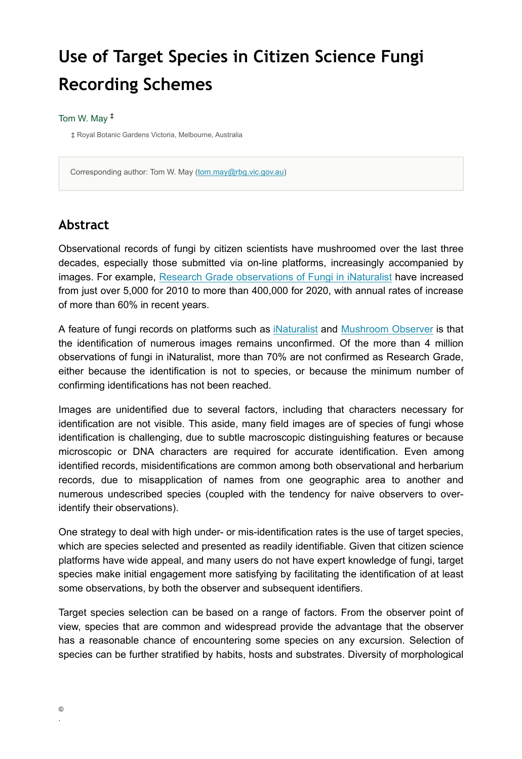# Use of Target Species in Citizen Science Fungi Recording Schemes

Tom W. May [‡]

[‡] Royal Botanic Gardens Victoria, Melbourne, Australia

Corresponding author: Tom W. May (tom.may@rbg.vic.gov.au)

## Abstract

Observational records of fungi by citizen scientists have mushroomed over the last three decades, especially those submitted via on-line platforms, increasingly accompanied by images. For example, Research Grade observations of Fungi in iNaturalist have increased from just over 5,000 for 2010 to more than 400,000 for 2020, with annual rates of increase of more than 60% in recent years.

A feature of fungi records on platforms such as iNaturalist and Mushroom Observer is that the identification of numerous images remains unconfirmed. Of the more than 4 million observations of fungi in iNaturalist, more than 70% are not confirmed as Research Grade, either because the identification is not to species, or because the minimum number of confirming identifications has not been reached.

Images are unidentified due to several factors, including that characters necessary for identification are not visible. This aside, many field images are of species of fungi whose identification is challenging, due to subtle macroscopic distinguishing features or because microscopic or DNA characters are required for accurate identification. Even among identified records, misidentifications are common among both observational and herbarium records, due to misapplication of names from one geographic area to another and numerous undescribed species (coupled with the tendency for naive observers to over-identify their observations).

One strategy to deal with high under- or mis-identification rates is the use of target species, which are species selected and presented as readily identifiable. Given that citizen science platforms have wide appeal, and many users do not have expert knowledge of fungi, target species make initial engagement more satisfying by facilitating the identification of at least some observations, by both the observer and subsequent identifiers.

Target species selection can be based on a range of factors. From the observer point of view, species that are common and widespread provide the advantage that the observer has a reasonable chance of encountering some species on any excursion. Selection of species can be further stratified by habits, hosts and substrates. Diversity of morphological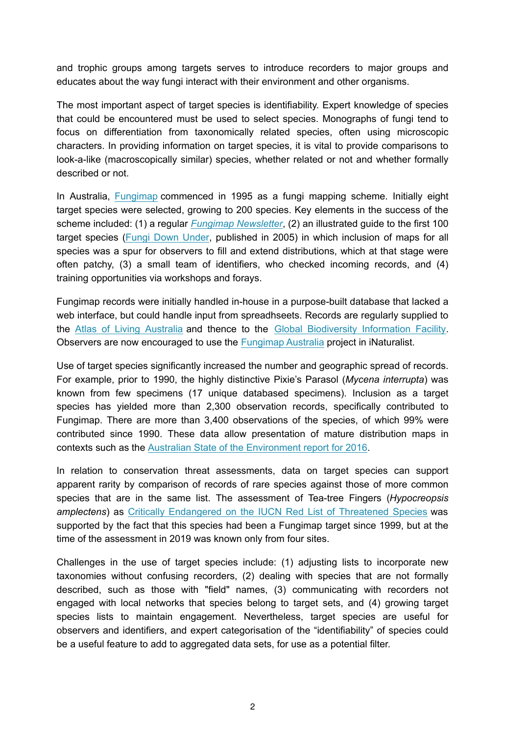and trophic groups among targets serves to introduce recorders to major groups and educates about the way fungi interact with their environment and other organisms.

The most important aspect of target species is identifiability. Expert knowledge of species that could be encountered must be used to select species. Monographs of fungi tend to focus on differentiation from taxonomically related species, often using microscopic characters. In providing information on target species, it is vital to provide comparisons to look-a-like (macroscopically similar) species, whether related or not and whether formally described or not.

In Australia, Fungimap commenced in 1995 as a fungi mapping scheme. Initially eight target species were selected, growing to 200 species. Key elements in the success of the scheme included: (1) a regular *Fungimap Newsletter*, (2) an illustrated guide to the first 100 target species (Fungi Down Under, published in 2005) in which inclusion of maps for all species was a spur for observers to fill and extend distributions, which at that stage were often patchy, (3) a small team of identifiers, who checked incoming records, and (4) training opportunities via workshops and forays.

Fungimap records were initially handled in-house in a purpose-built database that lacked a web interface, but could handle input from spreadhseets. Records are regularly supplied to the Atlas of Living Australia and thence to the Global Biodiversity Information Facility. Observers are now encouraged to use the Fungimap Australia project in iNaturalist.

Use of target species significantly increased the number and geographic spread of records. For example, prior to 1990, the highly distinctive Pixie's Parasol (*Mycena interrupta*) was known from few specimens (17 unique databased specimens). Inclusion as a target species has yielded more than 2,300 observation records, specifically contributed to Fungimap. There are more than 3,400 observations of the species, of which 99% were contributed since 1990. These data allow presentation of mature distribution maps in contexts such as the Australian State of the Environment report for 2016.

In relation to conservation threat assessments, data on target species can support apparent rarity by comparison of records of rare species against those of more common species that are in the same list. The assessment of Tea-tree Fingers (*Hypocreopsis amplectens*) as Critically Endangered on the IUCN Red List of Threatened Species was supported by the fact that this species had been a Fungimap target since 1999, but at the time of the assessment in 2019 was known only from four sites.

Challenges in the use of target species include: (1) adjusting lists to incorporate new taxonomies without confusing recorders, (2) dealing with species that are not formally described, such as those with "field" names, (3) communicating with recorders not engaged with local networks that species belong to target sets, and (4) growing target species lists to maintain engagement. Nevertheless, target species are useful for observers and identifiers, and expert categorisation of the "identifiability" of species could be a useful feature to add to aggregated data sets, for use as a potential filter.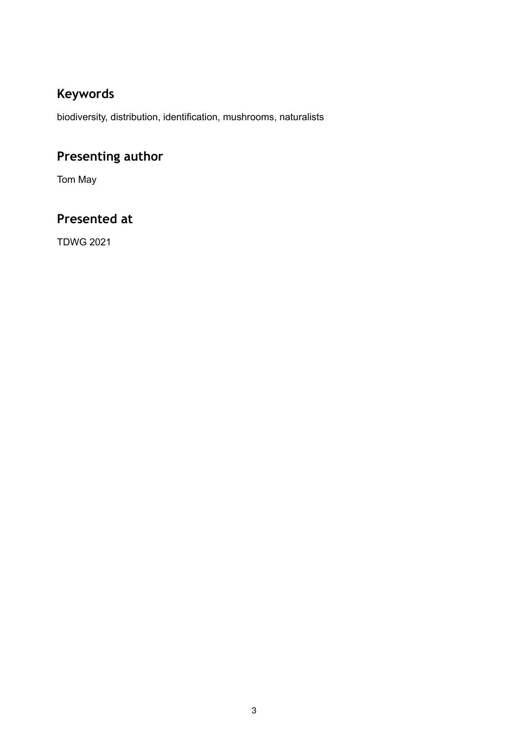## Keywords

biodiversity, distribution, identification, mushrooms, naturalists

## Presenting author

Tom May

## Presented at

TDWG 2021